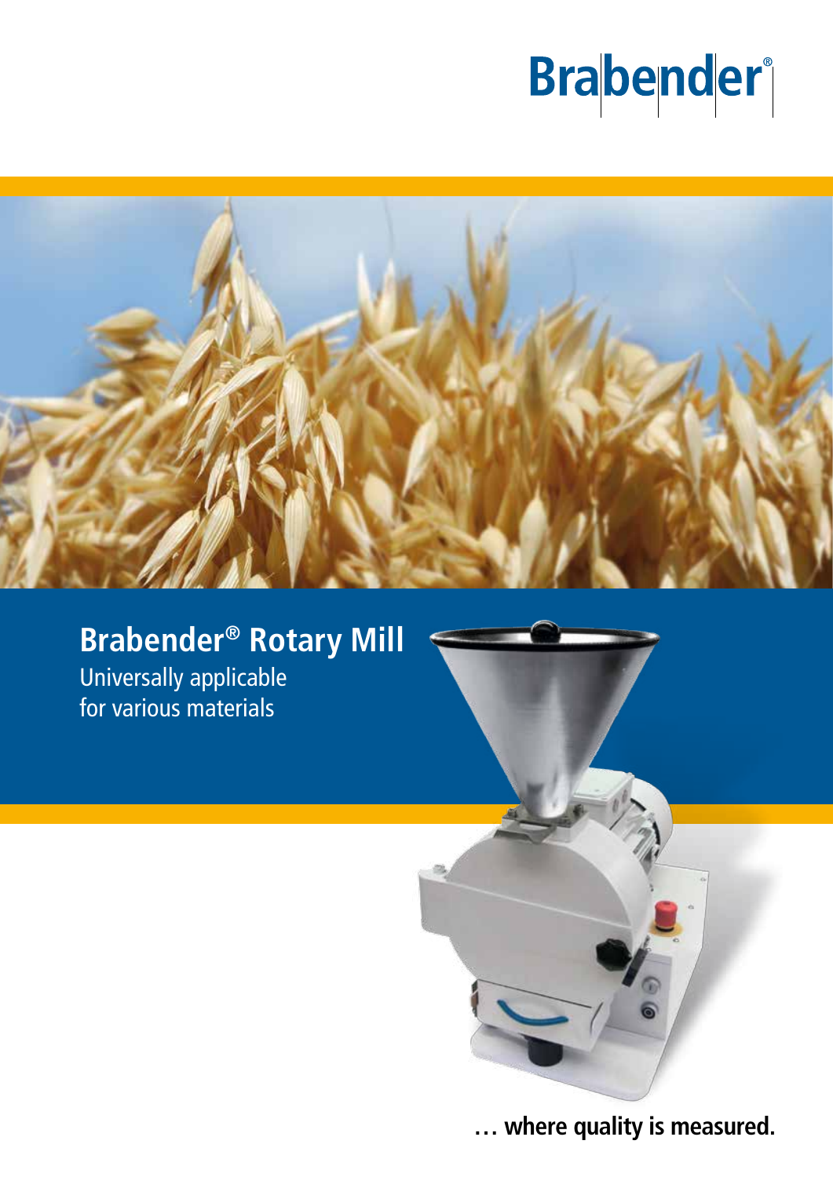Brabender®

# Brabender® Rotary Mill

Universally applicable for various materials

… where quality is measured.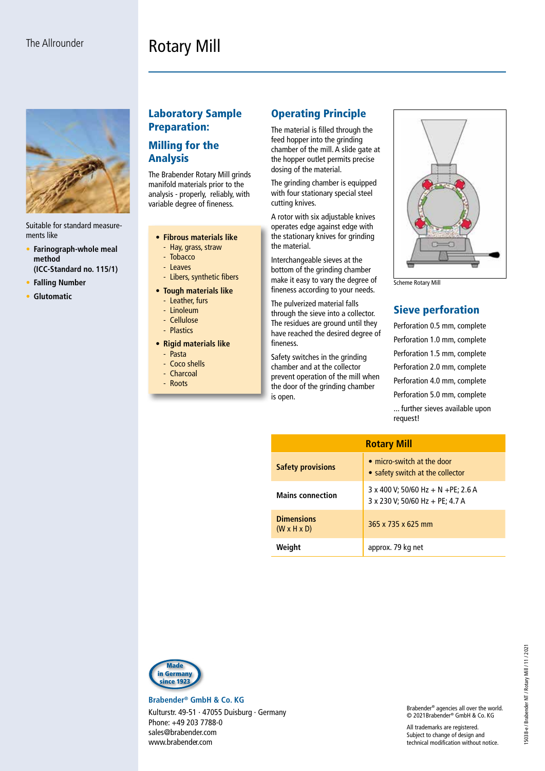The Allrounder

# Rotary Mill

Suitable for standard measurements like

- **Farinograph-whole meal method (ICC-Standard no. 115/1)**
- **Falling Number**
- **Glutomatic**

## Laboratory Sample Preparation:

## Milling for the Analysis

The Brabender Rotary Mill grinds manifold materials prior to the analysis - properly, reliably, with variable degree of fineness.

- **Fibrous materials like**
  - Hay, grass, straw
  - Tobacco
  - Leaves
  - Libers, synthetic fibers
- **Tough materials like**
  - Leather, furs
  - Linoleum
  - Cellulose
  - Plastics
- **Rigid materials like**
  - Pasta
  - Coco shells
  - Charcoal
  - Roots

## Operating Principle

The material is filled through the feed hopper into the grinding chamber of the mill. A slide gate at the hopper outlet permits precise dosing of the material.

The grinding chamber is equipped with four stationary special steel cutting knives.

A rotor with six adjustable knives operates edge against edge with the stationary knives for grinding the material.

Interchangeable sieves at the bottom of the grinding chamber make it easy to vary the degree of fineness according to your needs.

The pulverized material falls through the sieve into a collector. The residues are ground until they have reached the desired degree of fineness.

Safety switches in the grinding chamber and at the collector prevent operation of the mill when the door of the grinding chamber is open.

Scheme Rotary Mill

## Sieve perforation

Perforation 0.5 mm, complete

Perforation 1.0 mm, complete

Perforation 1.5 mm, complete

Perforation 2.0 mm, complete

Perforation 4.0 mm, complete

Perforation 5.0 mm, complete

... further sieves available upon request!

| Rotary Mill | |
|---|---|
| **Safety provisions** | • micro-switch at the door<br>• safety switch at the collector |
| **Mains connection** | 3 x 400 V; 50/60 Hz + N +PE; 2.6 A<br>3 x 230 V; 50/60 Hz + PE; 4.7 A |
| **Dimensions** (W x H x D) | 365 x 735 x 625 mm |
| **Weight** | approx. 79 kg net |

Made in Germany since 1923

**Brabender® GmbH & Co. KG**
Kulturstr. 49-51 · 47055 Duisburg · Germany
Phone: +49 203 7788-0
sales@brabender.com
www.brabender.com

Brabender® agencies all over the world.
© 2021Brabender® GmbH & Co. KG

All trademarks are registered.
Subject to change of design and technical modification without notice.

15038-e / Brabender MT / Rotary Mill / 11 / 2021